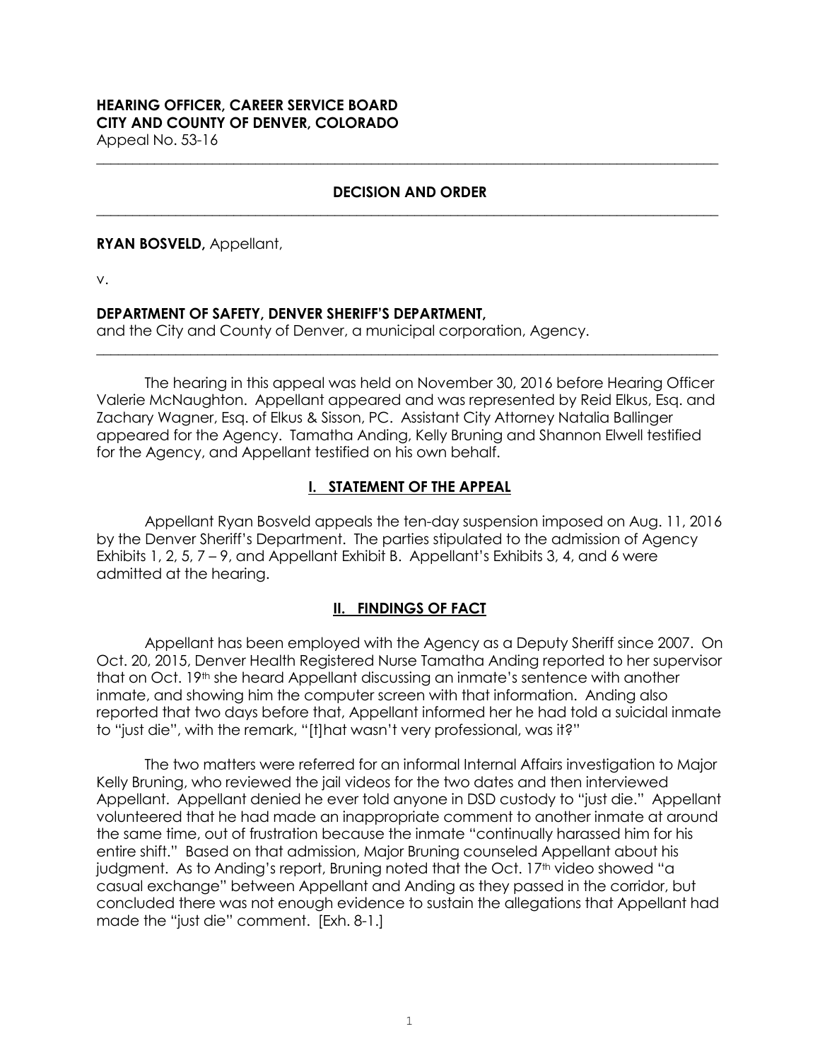**HEARING OFFICER, CAREER SERVICE BOARD**
**CITY AND COUNTY OF DENVER, COLORADO**
Appeal No. 53-16

---

**DECISION AND ORDER**

---

**RYAN BOSVELD,** Appellant,

v.

**DEPARTMENT OF SAFETY, DENVER SHERIFF'S DEPARTMENT,**
and the City and County of Denver, a municipal corporation, Agency.

---

The hearing in this appeal was held on November 30, 2016 before Hearing Officer Valerie McNaughton. Appellant appeared and was represented by Reid Elkus, Esq. and Zachary Wagner, Esq. of Elkus & Sisson, PC. Assistant City Attorney Natalia Ballinger appeared for the Agency. Tamatha Anding, Kelly Bruning and Shannon Elwell testified for the Agency, and Appellant testified on his own behalf.

## I. STATEMENT OF THE APPEAL

Appellant Ryan Bosveld appeals the ten-day suspension imposed on Aug. 11, 2016 by the Denver Sheriff's Department. The parties stipulated to the admission of Agency Exhibits 1, 2, 5, 7 – 9, and Appellant Exhibit B. Appellant's Exhibits 3, 4, and 6 were admitted at the hearing.

## II. FINDINGS OF FACT

Appellant has been employed with the Agency as a Deputy Sheriff since 2007. On Oct. 20, 2015, Denver Health Registered Nurse Tamatha Anding reported to her supervisor that on Oct. 19th she heard Appellant discussing an inmate's sentence with another inmate, and showing him the computer screen with that information. Anding also reported that two days before that, Appellant informed her he had told a suicidal inmate to "just die", with the remark, "[t]hat wasn't very professional, was it?"

The two matters were referred for an informal Internal Affairs investigation to Major Kelly Bruning, who reviewed the jail videos for the two dates and then interviewed Appellant. Appellant denied he ever told anyone in DSD custody to "just die." Appellant volunteered that he had made an inappropriate comment to another inmate at around the same time, out of frustration because the inmate "continually harassed him for his entire shift." Based on that admission, Major Bruning counseled Appellant about his judgment. As to Anding's report, Bruning noted that the Oct. 17th video showed "a casual exchange" between Appellant and Anding as they passed in the corridor, but concluded there was not enough evidence to sustain the allegations that Appellant had made the "just die" comment. [Exh. 8-1.]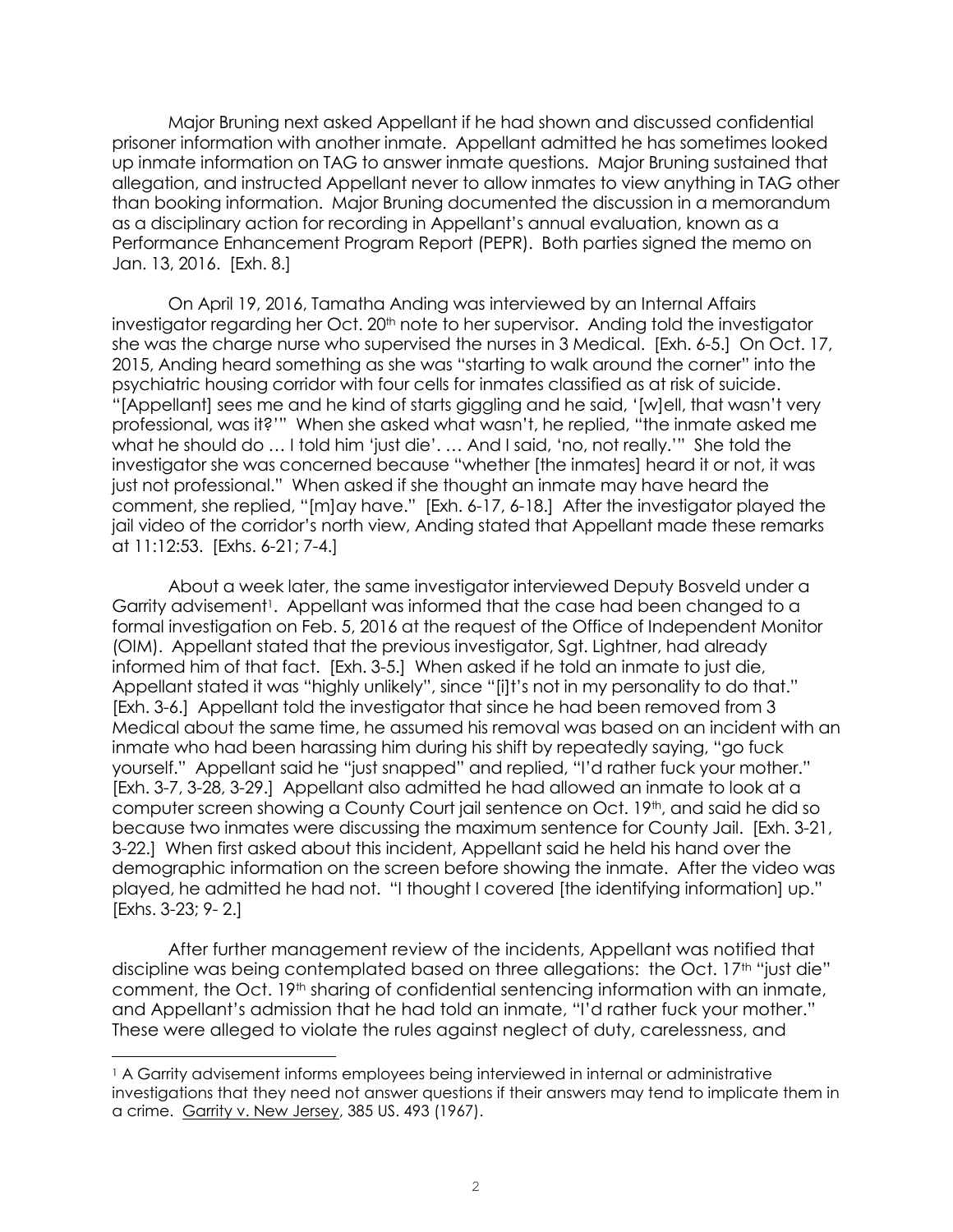Major Bruning next asked Appellant if he had shown and discussed confidential prisoner information with another inmate. Appellant admitted he has sometimes looked up inmate information on TAG to answer inmate questions. Major Bruning sustained that allegation, and instructed Appellant never to allow inmates to view anything in TAG other than booking information. Major Bruning documented the discussion in a memorandum as a disciplinary action for recording in Appellant's annual evaluation, known as a Performance Enhancement Program Report (PEPR). Both parties signed the memo on Jan. 13, 2016. [Exh. 8.]

On April 19, 2016, Tamatha Anding was interviewed by an Internal Affairs investigator regarding her Oct. 20th note to her supervisor. Anding told the investigator she was the charge nurse who supervised the nurses in 3 Medical. [Exh. 6-5.] On Oct. 17, 2015, Anding heard something as she was "starting to walk around the corner" into the psychiatric housing corridor with four cells for inmates classified as at risk of suicide. "[Appellant] sees me and he kind of starts giggling and he said, '[w]ell, that wasn't very professional, was it?'" When she asked what wasn't, he replied, "the inmate asked me what he should do … I told him 'just die'. … And I said, 'no, not really.'" She told the investigator she was concerned because "whether [the inmates] heard it or not, it was just not professional." When asked if she thought an inmate may have heard the comment, she replied, "[m]ay have." [Exh. 6-17, 6-18.] After the investigator played the jail video of the corridor's north view, Anding stated that Appellant made these remarks at 11:12:53. [Exhs. 6-21; 7-4.]

About a week later, the same investigator interviewed Deputy Bosveld under a Garrity advisement[1]. Appellant was informed that the case had been changed to a formal investigation on Feb. 5, 2016 at the request of the Office of Independent Monitor (OIM). Appellant stated that the previous investigator, Sgt. Lightner, had already informed him of that fact. [Exh. 3-5.] When asked if he told an inmate to just die, Appellant stated it was "highly unlikely", since "[i]t's not in my personality to do that." [Exh. 3-6.] Appellant told the investigator that since he had been removed from 3 Medical about the same time, he assumed his removal was based on an incident with an inmate who had been harassing him during his shift by repeatedly saying, "go fuck yourself." Appellant said he "just snapped" and replied, "I'd rather fuck your mother." [Exh. 3-7, 3-28, 3-29.] Appellant also admitted he had allowed an inmate to look at a computer screen showing a County Court jail sentence on Oct. 19th, and said he did so because two inmates were discussing the maximum sentence for County Jail. [Exh. 3-21, 3-22.] When first asked about this incident, Appellant said he held his hand over the demographic information on the screen before showing the inmate. After the video was played, he admitted he had not. "I thought I covered [the identifying information] up." [Exhs. 3-23; 9- 2.]

After further management review of the incidents, Appellant was notified that discipline was being contemplated based on three allegations: the Oct. 17th "just die" comment, the Oct. 19th sharing of confidential sentencing information with an inmate, and Appellant's admission that he had told an inmate, "I'd rather fuck your mother." These were alleged to violate the rules against neglect of duty, carelessness, and

[1] A Garrity advisement informs employees being interviewed in internal or administrative investigations that they need not answer questions if their answers may tend to implicate them in a crime. Garrity v. New Jersey, 385 US. 493 (1967).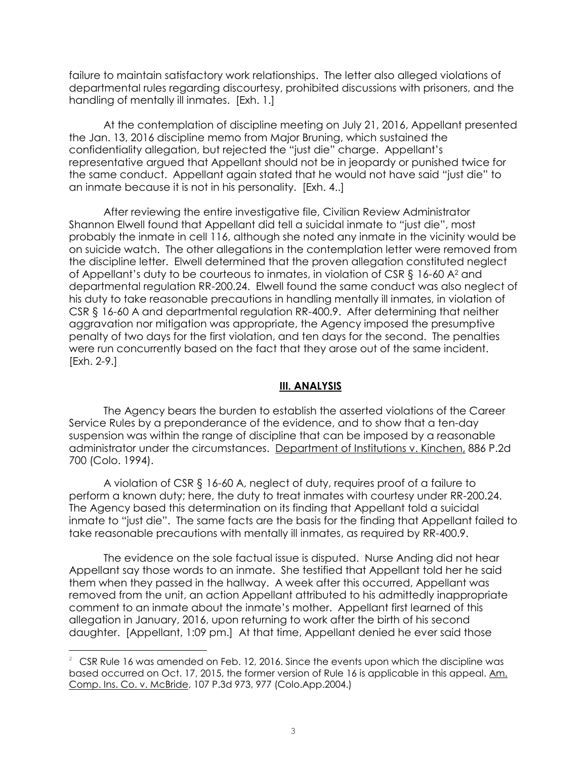failure to maintain satisfactory work relationships. The letter also alleged violations of departmental rules regarding discourtesy, prohibited discussions with prisoners, and the handling of mentally ill inmates. [Exh. 1.]

At the contemplation of discipline meeting on July 21, 2016, Appellant presented the Jan. 13, 2016 discipline memo from Major Bruning, which sustained the confidentiality allegation, but rejected the "just die" charge. Appellant's representative argued that Appellant should not be in jeopardy or punished twice for the same conduct. Appellant again stated that he would not have said "just die" to an inmate because it is not in his personality. [Exh. 4..]

After reviewing the entire investigative file, Civilian Review Administrator Shannon Elwell found that Appellant did tell a suicidal inmate to "just die", most probably the inmate in cell 116, although she noted any inmate in the vicinity would be on suicide watch. The other allegations in the contemplation letter were removed from the discipline letter. Elwell determined that the proven allegation constituted neglect of Appellant's duty to be courteous to inmates, in violation of CSR § 16-60 A[2] and departmental regulation RR-200.24. Elwell found the same conduct was also neglect of his duty to take reasonable precautions in handling mentally ill inmates, in violation of CSR § 16-60 A and departmental regulation RR-400.9. After determining that neither aggravation nor mitigation was appropriate, the Agency imposed the presumptive penalty of two days for the first violation, and ten days for the second. The penalties were run concurrently based on the fact that they arose out of the same incident. [Exh. 2-9.]

## III. ANALYSIS

The Agency bears the burden to establish the asserted violations of the Career Service Rules by a preponderance of the evidence, and to show that a ten-day suspension was within the range of discipline that can be imposed by a reasonable administrator under the circumstances. Department of Institutions v. Kinchen, 886 P.2d 700 (Colo. 1994).

A violation of CSR § 16-60 A, neglect of duty, requires proof of a failure to perform a known duty; here, the duty to treat inmates with courtesy under RR-200.24. The Agency based this determination on its finding that Appellant told a suicidal inmate to "just die". The same facts are the basis for the finding that Appellant failed to take reasonable precautions with mentally ill inmates, as required by RR-400.9.

The evidence on the sole factual issue is disputed. Nurse Anding did not hear Appellant say those words to an inmate. She testified that Appellant told her he said them when they passed in the hallway. A week after this occurred, Appellant was removed from the unit, an action Appellant attributed to his admittedly inappropriate comment to an inmate about the inmate's mother. Appellant first learned of this allegation in January, 2016, upon returning to work after the birth of his second daughter. [Appellant, 1:09 pm.] At that time, Appellant denied he ever said those

---

[2] CSR Rule 16 was amended on Feb. 12, 2016. Since the events upon which the discipline was based occurred on Oct. 17, 2015, the former version of Rule 16 is applicable in this appeal. Am. Comp. Ins. Co. v. McBride, 107 P.3d 973, 977 (Colo.App.2004.)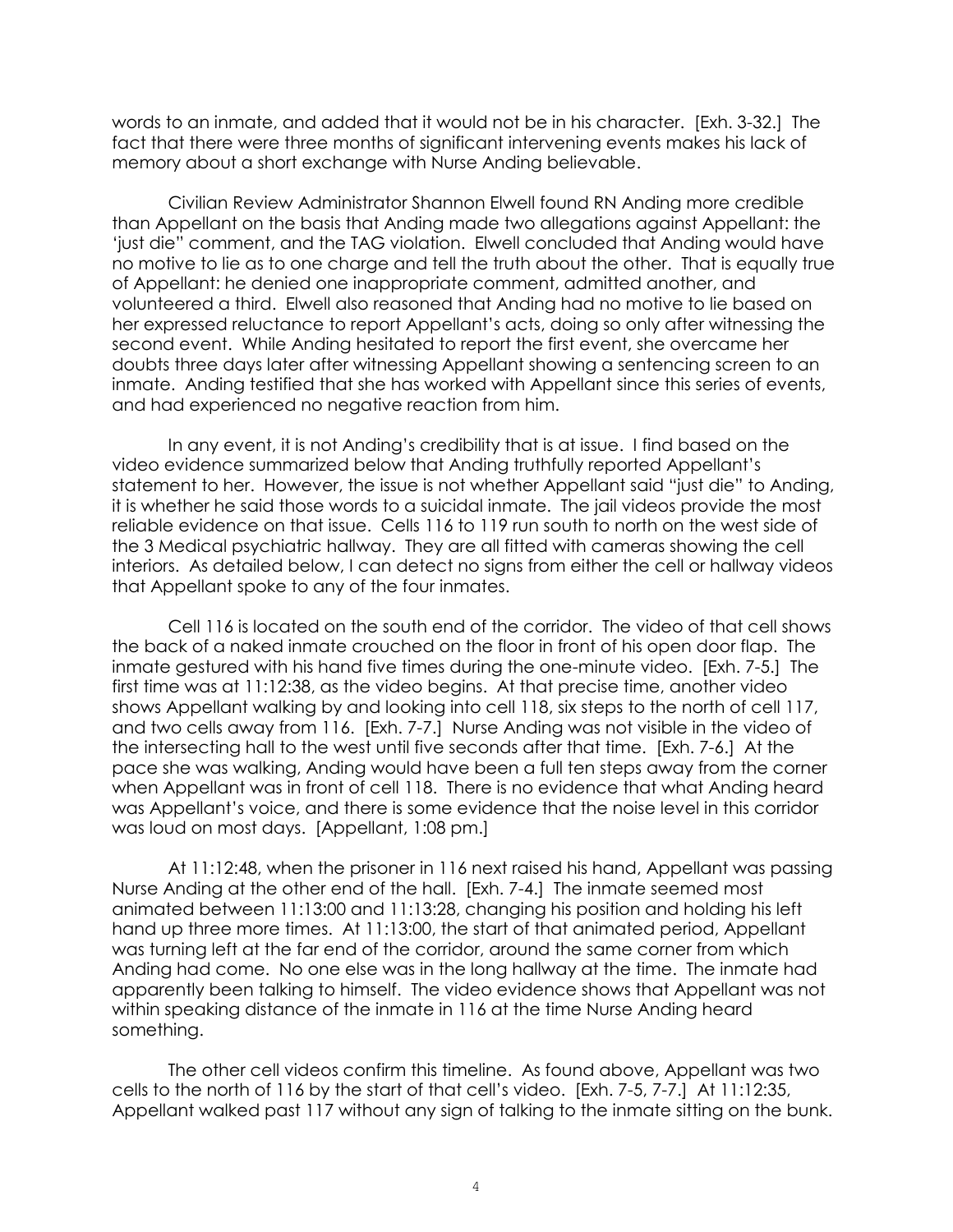words to an inmate, and added that it would not be in his character. [Exh. 3-32.] The fact that there were three months of significant intervening events makes his lack of memory about a short exchange with Nurse Anding believable.

Civilian Review Administrator Shannon Elwell found RN Anding more credible than Appellant on the basis that Anding made two allegations against Appellant: the 'just die" comment, and the TAG violation. Elwell concluded that Anding would have no motive to lie as to one charge and tell the truth about the other. That is equally true of Appellant: he denied one inappropriate comment, admitted another, and volunteered a third. Elwell also reasoned that Anding had no motive to lie based on her expressed reluctance to report Appellant's acts, doing so only after witnessing the second event. While Anding hesitated to report the first event, she overcame her doubts three days later after witnessing Appellant showing a sentencing screen to an inmate. Anding testified that she has worked with Appellant since this series of events, and had experienced no negative reaction from him.

In any event, it is not Anding's credibility that is at issue. I find based on the video evidence summarized below that Anding truthfully reported Appellant's statement to her. However, the issue is not whether Appellant said "just die" to Anding, it is whether he said those words to a suicidal inmate. The jail videos provide the most reliable evidence on that issue. Cells 116 to 119 run south to north on the west side of the 3 Medical psychiatric hallway. They are all fitted with cameras showing the cell interiors. As detailed below, I can detect no signs from either the cell or hallway videos that Appellant spoke to any of the four inmates.

Cell 116 is located on the south end of the corridor. The video of that cell shows the back of a naked inmate crouched on the floor in front of his open door flap. The inmate gestured with his hand five times during the one-minute video. [Exh. 7-5.] The first time was at 11:12:38, as the video begins. At that precise time, another video shows Appellant walking by and looking into cell 118, six steps to the north of cell 117, and two cells away from 116. [Exh. 7-7.] Nurse Anding was not visible in the video of the intersecting hall to the west until five seconds after that time. [Exh. 7-6.] At the pace she was walking, Anding would have been a full ten steps away from the corner when Appellant was in front of cell 118. There is no evidence that what Anding heard was Appellant's voice, and there is some evidence that the noise level in this corridor was loud on most days. [Appellant, 1:08 pm.]

At 11:12:48, when the prisoner in 116 next raised his hand, Appellant was passing Nurse Anding at the other end of the hall. [Exh. 7-4.] The inmate seemed most animated between 11:13:00 and 11:13:28, changing his position and holding his left hand up three more times. At 11:13:00, the start of that animated period, Appellant was turning left at the far end of the corridor, around the same corner from which Anding had come. No one else was in the long hallway at the time. The inmate had apparently been talking to himself. The video evidence shows that Appellant was not within speaking distance of the inmate in 116 at the time Nurse Anding heard something.

The other cell videos confirm this timeline. As found above, Appellant was two cells to the north of 116 by the start of that cell's video. [Exh. 7-5, 7-7.] At 11:12:35, Appellant walked past 117 without any sign of talking to the inmate sitting on the bunk.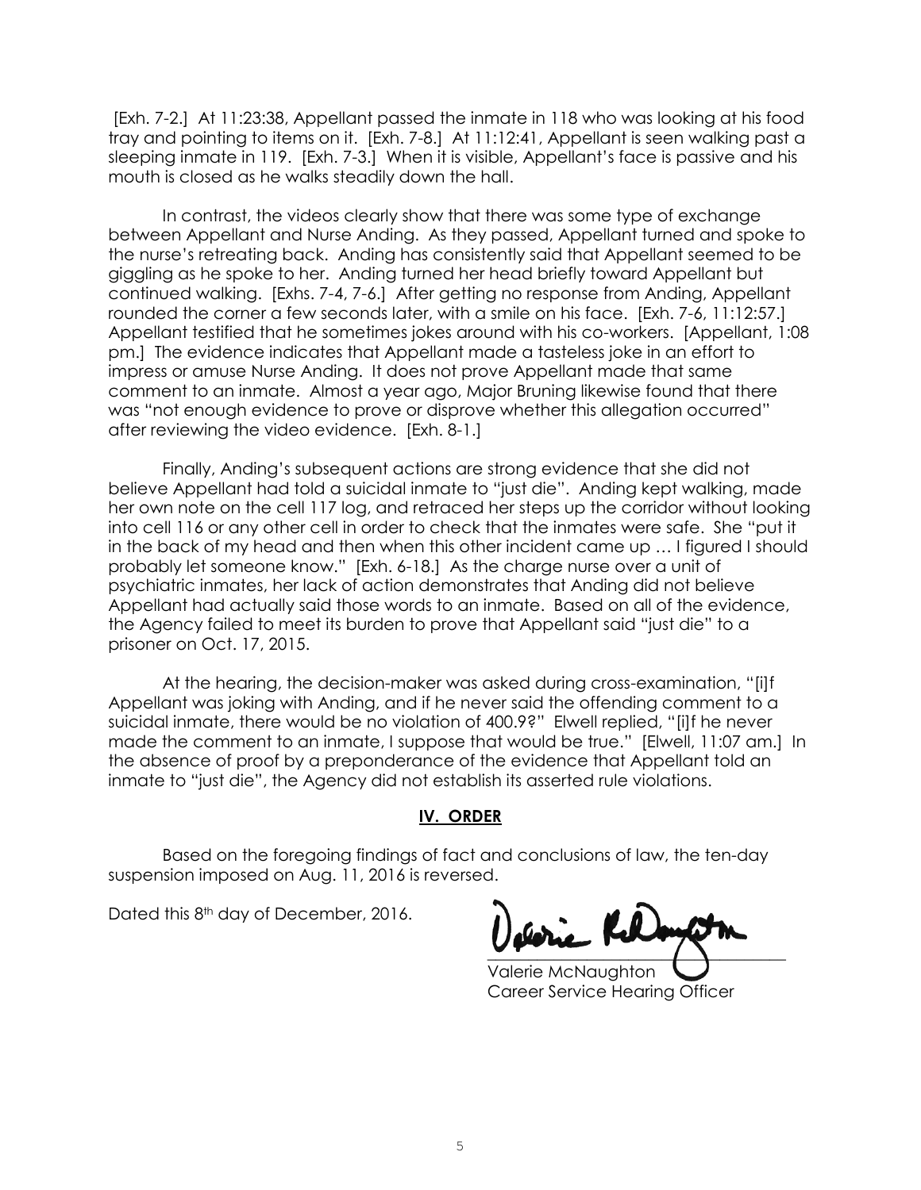[Exh. 7-2.] At 11:23:38, Appellant passed the inmate in 118 who was looking at his food tray and pointing to items on it. [Exh. 7-8.] At 11:12:41, Appellant is seen walking past a sleeping inmate in 119. [Exh. 7-3.] When it is visible, Appellant's face is passive and his mouth is closed as he walks steadily down the hall.

In contrast, the videos clearly show that there was some type of exchange between Appellant and Nurse Anding. As they passed, Appellant turned and spoke to the nurse's retreating back. Anding has consistently said that Appellant seemed to be giggling as he spoke to her. Anding turned her head briefly toward Appellant but continued walking. [Exhs. 7-4, 7-6.] After getting no response from Anding, Appellant rounded the corner a few seconds later, with a smile on his face. [Exh. 7-6, 11:12:57.] Appellant testified that he sometimes jokes around with his co-workers. [Appellant, 1:08 pm.] The evidence indicates that Appellant made a tasteless joke in an effort to impress or amuse Nurse Anding. It does not prove Appellant made that same comment to an inmate. Almost a year ago, Major Bruning likewise found that there was "not enough evidence to prove or disprove whether this allegation occurred" after reviewing the video evidence. [Exh. 8-1.]

Finally, Anding's subsequent actions are strong evidence that she did not believe Appellant had told a suicidal inmate to "just die". Anding kept walking, made her own note on the cell 117 log, and retraced her steps up the corridor without looking into cell 116 or any other cell in order to check that the inmates were safe. She "put it in the back of my head and then when this other incident came up … I figured I should probably let someone know." [Exh. 6-18.] As the charge nurse over a unit of psychiatric inmates, her lack of action demonstrates that Anding did not believe Appellant had actually said those words to an inmate. Based on all of the evidence, the Agency failed to meet its burden to prove that Appellant said "just die" to a prisoner on Oct. 17, 2015.

At the hearing, the decision-maker was asked during cross-examination, "[i]f Appellant was joking with Anding, and if he never said the offending comment to a suicidal inmate, there would be no violation of 400.9?" Elwell replied, "[i]f he never made the comment to an inmate, I suppose that would be true." [Elwell, 11:07 am.] In the absence of proof by a preponderance of the evidence that Appellant told an inmate to "just die", the Agency did not establish its asserted rule violations.

## IV. ORDER

Based on the foregoing findings of fact and conclusions of law, the ten-day suspension imposed on Aug. 11, 2016 is reversed.

Dated this 8th day of December, 2016.

Valerie McNaughton
Career Service Hearing Officer